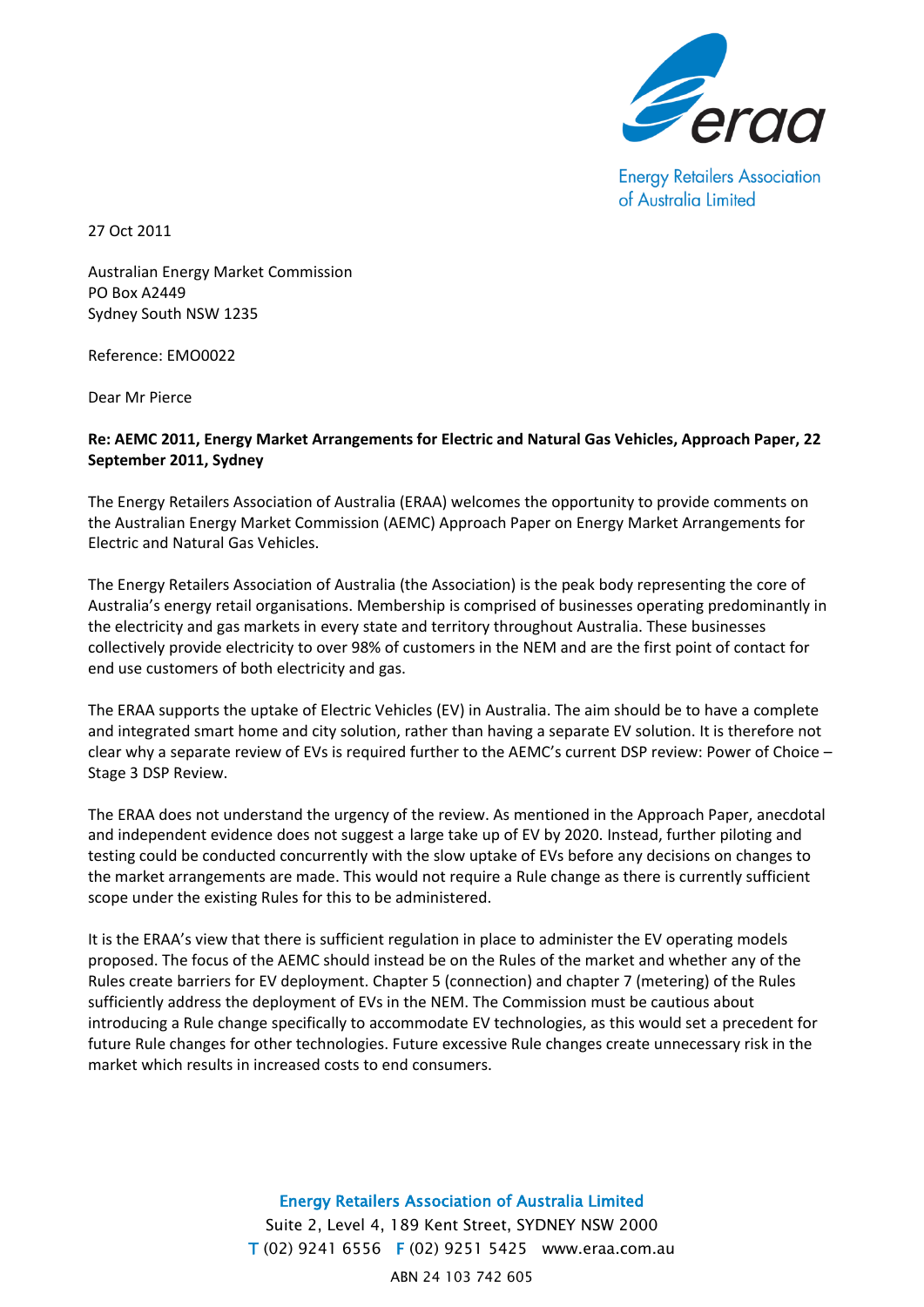Energy Retailers Association of Australia Limited

27 Oct 2011

Australian Energy Market Commission
PO Box A2449
Sydney South NSW 1235

Reference: EMO0022

Dear Mr Pierce

**Re: AEMC 2011, Energy Market Arrangements for Electric and Natural Gas Vehicles, Approach Paper, 22 September 2011, Sydney**

The Energy Retailers Association of Australia (ERAA) welcomes the opportunity to provide comments on the Australian Energy Market Commission (AEMC) Approach Paper on Energy Market Arrangements for Electric and Natural Gas Vehicles.

The Energy Retailers Association of Australia (the Association) is the peak body representing the core of Australia's energy retail organisations. Membership is comprised of businesses operating predominantly in the electricity and gas markets in every state and territory throughout Australia. These businesses collectively provide electricity to over 98% of customers in the NEM and are the first point of contact for end use customers of both electricity and gas.

The ERAA supports the uptake of Electric Vehicles (EV) in Australia. The aim should be to have a complete and integrated smart home and city solution, rather than having a separate EV solution. It is therefore not clear why a separate review of EVs is required further to the AEMC's current DSP review: Power of Choice – Stage 3 DSP Review.

The ERAA does not understand the urgency of the review. As mentioned in the Approach Paper, anecdotal and independent evidence does not suggest a large take up of EV by 2020. Instead, further piloting and testing could be conducted concurrently with the slow uptake of EVs before any decisions on changes to the market arrangements are made. This would not require a Rule change as there is currently sufficient scope under the existing Rules for this to be administered.

It is the ERAA's view that there is sufficient regulation in place to administer the EV operating models proposed. The focus of the AEMC should instead be on the Rules of the market and whether any of the Rules create barriers for EV deployment. Chapter 5 (connection) and chapter 7 (metering) of the Rules sufficiently address the deployment of EVs in the NEM. The Commission must be cautious about introducing a Rule change specifically to accommodate EV technologies, as this would set a precedent for future Rule changes for other technologies. Future excessive Rule changes create unnecessary risk in the market which results in increased costs to end consumers.

**Energy Retailers Association of Australia Limited**
Suite 2, Level 4, 189 Kent Street, SYDNEY NSW 2000
T (02) 9241 6556 F (02) 9251 5425 www.eraa.com.au
ABN 24 103 742 605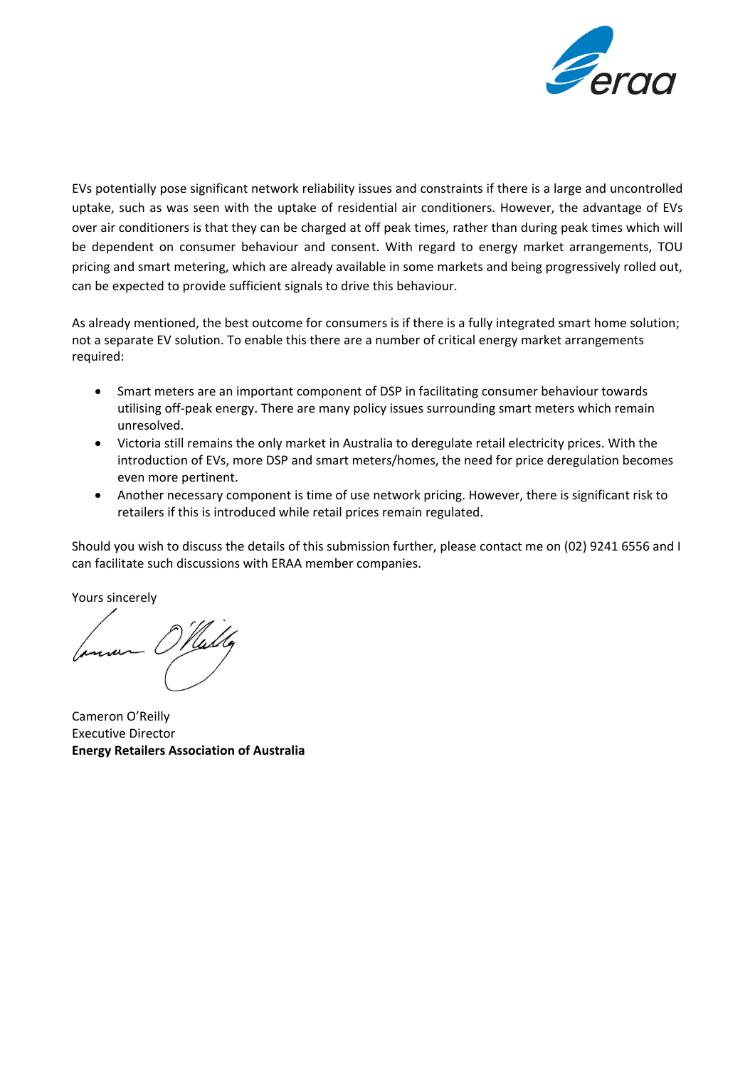EVs potentially pose significant network reliability issues and constraints if there is a large and uncontrolled uptake, such as was seen with the uptake of residential air conditioners. However, the advantage of EVs over air conditioners is that they can be charged at off peak times, rather than during peak times which will be dependent on consumer behaviour and consent. With regard to energy market arrangements, TOU pricing and smart metering, which are already available in some markets and being progressively rolled out, can be expected to provide sufficient signals to drive this behaviour.

As already mentioned, the best outcome for consumers is if there is a fully integrated smart home solution; not a separate EV solution. To enable this there are a number of critical energy market arrangements required:

- Smart meters are an important component of DSP in facilitating consumer behaviour towards utilising off-peak energy. There are many policy issues surrounding smart meters which remain unresolved.
- Victoria still remains the only market in Australia to deregulate retail electricity prices. With the introduction of EVs, more DSP and smart meters/homes, the need for price deregulation becomes even more pertinent.
- Another necessary component is time of use network pricing. However, there is significant risk to retailers if this is introduced while retail prices remain regulated.

Should you wish to discuss the details of this submission further, please contact me on (02) 9241 6556 and I can facilitate such discussions with ERAA member companies.

Yours sincerely

Cameron O'Reilly
Executive Director
**Energy Retailers Association of Australia**